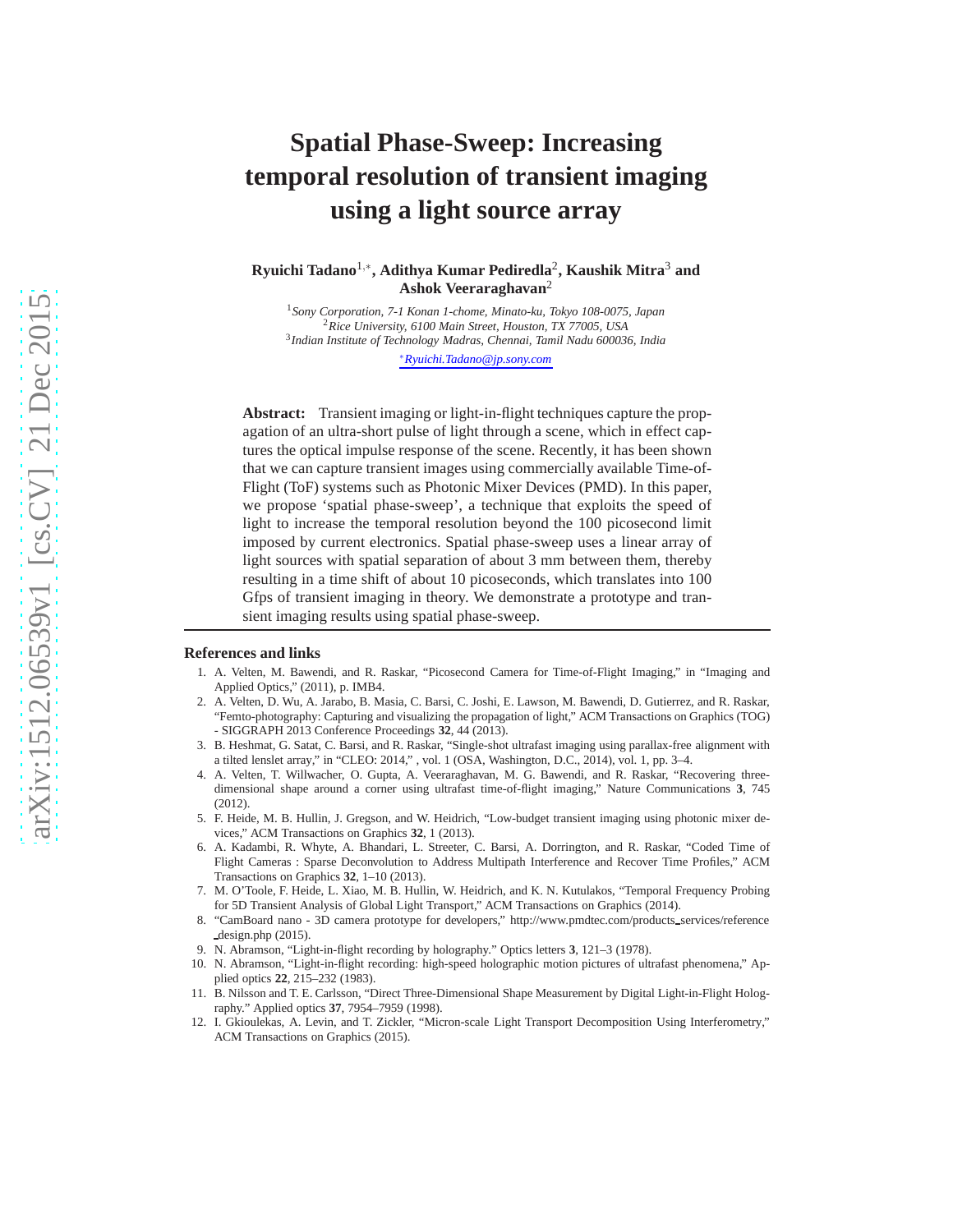# Spatial Phase-Sweep: Increasing temporal resolution of transient imaging using a light source array

**Ryuichi Tadano**[1,*], **Adithya Kumar Pediredla**[2], **Kaushik Mitra**[3] **and Ashok Veeraraghavan**[2]

[1]*Sony Corporation, 7-1 Konan 1-chome, Minato-ku, Tokyo 108-0075, Japan*
[2]*Rice University, 6100 Main Street, Houston, TX 77005, USA*
[3]*Indian Institute of Technology Madras, Chennai, Tamil Nadu 600036, India*

[*]*Ryuichi.Tadano@jp.sony.com*

**Abstract:** Transient imaging or light-in-flight techniques capture the propagation of an ultra-short pulse of light through a scene, which in effect captures the optical impulse response of the scene. Recently, it has been shown that we can capture transient images using commercially available Time-of-Flight (ToF) systems such as Photonic Mixer Devices (PMD). In this paper, we propose 'spatial phase-sweep', a technique that exploits the speed of light to increase the temporal resolution beyond the 100 picosecond limit imposed by current electronics. Spatial phase-sweep uses a linear array of light sources with spatial separation of about 3 mm between them, thereby resulting in a time shift of about 10 picoseconds, which translates into 100 Gfps of transient imaging in theory. We demonstrate a prototype and transient imaging results using spatial phase-sweep.

## References and links

1. A. Velten, M. Bawendi, and R. Raskar, "Picosecond Camera for Time-of-Flight Imaging," in "Imaging and Applied Optics," (2011), p. IMB4.
2. A. Velten, D. Wu, A. Jarabo, B. Masia, C. Barsi, C. Joshi, E. Lawson, M. Bawendi, D. Gutierrez, and R. Raskar, "Femto-photography: Capturing and visualizing the propagation of light," ACM Transactions on Graphics (TOG) - SIGGRAPH 2013 Conference Proceedings **32**, 44 (2013).
3. B. Heshmat, G. Satat, C. Barsi, and R. Raskar, "Single-shot ultrafast imaging using parallax-free alignment with a tilted lenslet array," in "CLEO: 2014," , vol. 1 (OSA, Washington, D.C., 2014), vol. 1, pp. 3–4.
4. A. Velten, T. Willwacher, O. Gupta, A. Veeraraghavan, M. G. Bawendi, and R. Raskar, "Recovering three-dimensional shape around a corner using ultrafast time-of-flight imaging," Nature Communications **3**, 745 (2012).
5. F. Heide, M. B. Hullin, J. Gregson, and W. Heidrich, "Low-budget transient imaging using photonic mixer devices," ACM Transactions on Graphics **32**, 1 (2013).
6. A. Kadambi, R. Whyte, A. Bhandari, L. Streeter, C. Barsi, A. Dorrington, and R. Raskar, "Coded Time of Flight Cameras : Sparse Deconvolution to Address Multipath Interference and Recover Time Profiles," ACM Transactions on Graphics **32**, 1–10 (2013).
7. M. O'Toole, F. Heide, L. Xiao, M. B. Hullin, W. Heidrich, and K. N. Kutulakos, "Temporal Frequency Probing for 5D Transient Analysis of Global Light Transport," ACM Transactions on Graphics (2014).
8. "CamBoard nano - 3D camera prototype for developers," http://www.pmdtec.com/products_services/reference_design.php (2015).
9. N. Abramson, "Light-in-flight recording by holography." Optics letters **3**, 121–3 (1978).
10. N. Abramson, "Light-in-flight recording: high-speed holographic motion pictures of ultrafast phenomena," Applied optics **22**, 215–232 (1983).
11. B. Nilsson and T. E. Carlsson, "Direct Three-Dimensional Shape Measurement by Digital Light-in-Flight Holography." Applied optics **37**, 7954–7959 (1998).
12. I. Gkioulekas, A. Levin, and T. Zickler, "Micron-scale Light Transport Decomposition Using Interferometry," ACM Transactions on Graphics (2015).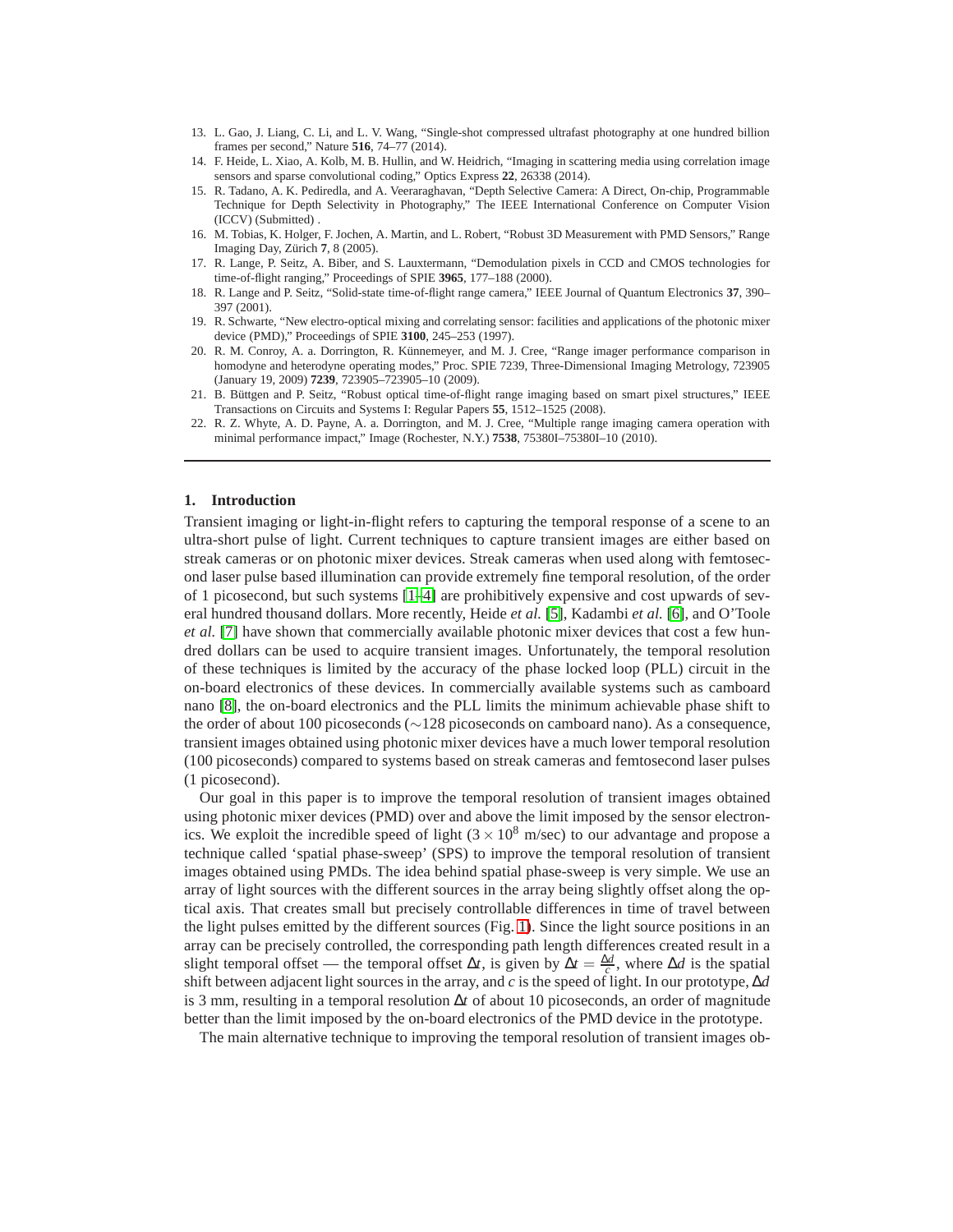13. L. Gao, J. Liang, C. Li, and L. V. Wang, "Single-shot compressed ultrafast photography at one hundred billion frames per second," Nature **516**, 74–77 (2014).
14. F. Heide, L. Xiao, A. Kolb, M. B. Hullin, and W. Heidrich, "Imaging in scattering media using correlation image sensors and sparse convolutional coding," Optics Express **22**, 26338 (2014).
15. R. Tadano, A. K. Pediredla, and A. Veeraraghavan, "Depth Selective Camera: A Direct, On-chip, Programmable Technique for Depth Selectivity in Photography," The IEEE International Conference on Computer Vision (ICCV) (Submitted) .
16. M. Tobias, K. Holger, F. Jochen, A. Martin, and L. Robert, "Robust 3D Measurement with PMD Sensors," Range Imaging Day, Zürich **7**, 8 (2005).
17. R. Lange, P. Seitz, A. Biber, and S. Lauxtermann, "Demodulation pixels in CCD and CMOS technologies for time-of-flight ranging," Proceedings of SPIE **3965**, 177–188 (2000).
18. R. Lange and P. Seitz, "Solid-state time-of-flight range camera," IEEE Journal of Quantum Electronics **37**, 390–397 (2001).
19. R. Schwarte, "New electro-optical mixing and correlating sensor: facilities and applications of the photonic mixer device (PMD)," Proceedings of SPIE **3100**, 245–253 (1997).
20. R. M. Conroy, A. a. Dorrington, R. Künnemeyer, and M. J. Cree, "Range imager performance comparison in homodyne and heterodyne operating modes," Proc. SPIE 7239, Three-Dimensional Imaging Metrology, 723905 (January 19, 2009) **7239**, 723905–723905–10 (2009).
21. B. Büttgen and P. Seitz, "Robust optical time-of-flight range imaging based on smart pixel structures," IEEE Transactions on Circuits and Systems I: Regular Papers **55**, 1512–1525 (2008).
22. R. Z. Whyte, A. D. Payne, A. a. Dorrington, and M. J. Cree, "Multiple range imaging camera operation with minimal performance impact," Image (Rochester, N.Y.) **7538**, 75380I–75380I–10 (2010).

---

## 1. Introduction

Transient imaging or light-in-flight refers to capturing the temporal response of a scene to an ultra-short pulse of light. Current techniques to capture transient images are either based on streak cameras or on photonic mixer devices. Streak cameras when used along with femtosecond laser pulse based illumination can provide extremely fine temporal resolution, of the order of 1 picosecond, but such systems [1–4] are prohibitively expensive and cost upwards of several hundred thousand dollars. More recently, Heide *et al.* [5], Kadambi *et al.* [6], and O'Toole *et al.* [7] have shown that commercially available photonic mixer devices that cost a few hundred dollars can be used to acquire transient images. Unfortunately, the temporal resolution of these techniques is limited by the accuracy of the phase locked loop (PLL) circuit in the on-board electronics of these devices. In commercially available systems such as camboard nano [8], the on-board electronics and the PLL limits the minimum achievable phase shift to the order of about 100 picoseconds ($\sim$128 picoseconds on camboard nano). As a consequence, transient images obtained using photonic mixer devices have a much lower temporal resolution (100 picoseconds) compared to systems based on streak cameras and femtosecond laser pulses (1 picosecond).

Our goal in this paper is to improve the temporal resolution of transient images obtained using photonic mixer devices (PMD) over and above the limit imposed by the sensor electronics. We exploit the incredible speed of light ($3 \times 10^8$ m/sec) to our advantage and propose a technique called 'spatial phase-sweep' (SPS) to improve the temporal resolution of transient images obtained using PMDs. The idea behind spatial phase-sweep is very simple. We use an array of light sources with the different sources in the array being slightly offset along the optical axis. That creates small but precisely controllable differences in time of travel between the light pulses emitted by the different sources (Fig. 1). Since the light source positions in an array can be precisely controlled, the corresponding path length differences created result in a slight temporal offset — the temporal offset $\Delta t$, is given by $\Delta t = \frac{\Delta d}{c}$, where $\Delta d$ is the spatial shift between adjacent light sources in the array, and $c$ is the speed of light. In our prototype, $\Delta d$ is 3 mm, resulting in a temporal resolution $\Delta t$ of about 10 picoseconds, an order of magnitude better than the limit imposed by the on-board electronics of the PMD device in the prototype.

The main alternative technique to improving the temporal resolution of transient images ob-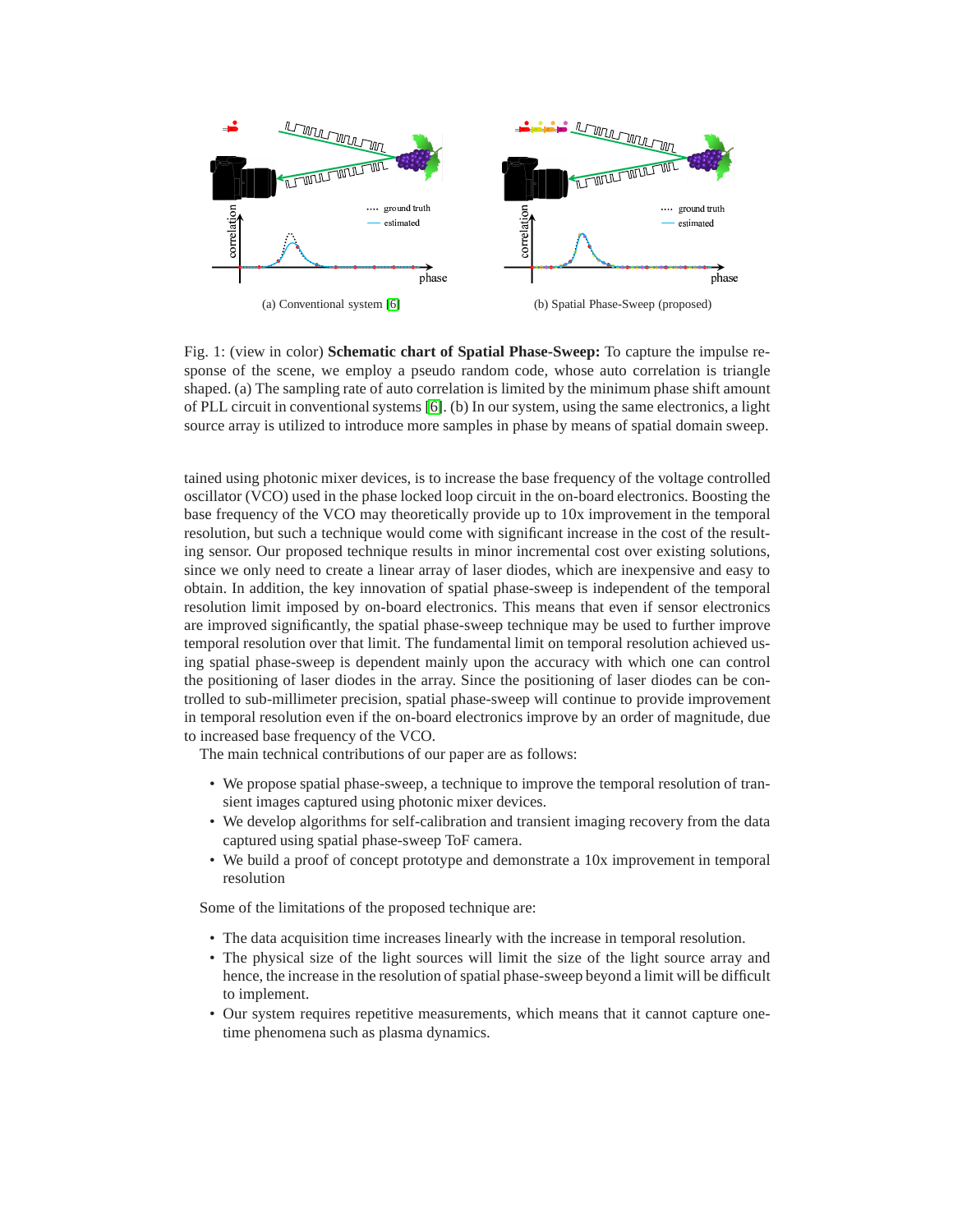(a) Conventional system [6]

(b) Spatial Phase-Sweep (proposed)

Fig. 1: (view in color) **Schematic chart of Spatial Phase-Sweep:** To capture the impulse response of the scene, we employ a pseudo random code, whose auto correlation is triangle shaped. (a) The sampling rate of auto correlation is limited by the minimum phase shift amount of PLL circuit in conventional systems [6]. (b) In our system, using the same electronics, a light source array is utilized to introduce more samples in phase by means of spatial domain sweep.

tained using photonic mixer devices, is to increase the base frequency of the voltage controlled oscillator (VCO) used in the phase locked loop circuit in the on-board electronics. Boosting the base frequency of the VCO may theoretically provide up to 10x improvement in the temporal resolution, but such a technique would come with significant increase in the cost of the resulting sensor. Our proposed technique results in minor incremental cost over existing solutions, since we only need to create a linear array of laser diodes, which are inexpensive and easy to obtain. In addition, the key innovation of spatial phase-sweep is independent of the temporal resolution limit imposed by on-board electronics. This means that even if sensor electronics are improved significantly, the spatial phase-sweep technique may be used to further improve temporal resolution over that limit. The fundamental limit on temporal resolution achieved using spatial phase-sweep is dependent mainly upon the accuracy with which one can control the positioning of laser diodes in the array. Since the positioning of laser diodes can be controlled to sub-millimeter precision, spatial phase-sweep will continue to provide improvement in temporal resolution even if the on-board electronics improve by an order of magnitude, due to increased base frequency of the VCO.

The main technical contributions of our paper are as follows:

- We propose spatial phase-sweep, a technique to improve the temporal resolution of transient images captured using photonic mixer devices.
- We develop algorithms for self-calibration and transient imaging recovery from the data captured using spatial phase-sweep ToF camera.
- We build a proof of concept prototype and demonstrate a 10x improvement in temporal resolution

Some of the limitations of the proposed technique are:

- The data acquisition time increases linearly with the increase in temporal resolution.
- The physical size of the light sources will limit the size of the light source array and hence, the increase in the resolution of spatial phase-sweep beyond a limit will be difficult to implement.
- Our system requires repetitive measurements, which means that it cannot capture one-time phenomena such as plasma dynamics.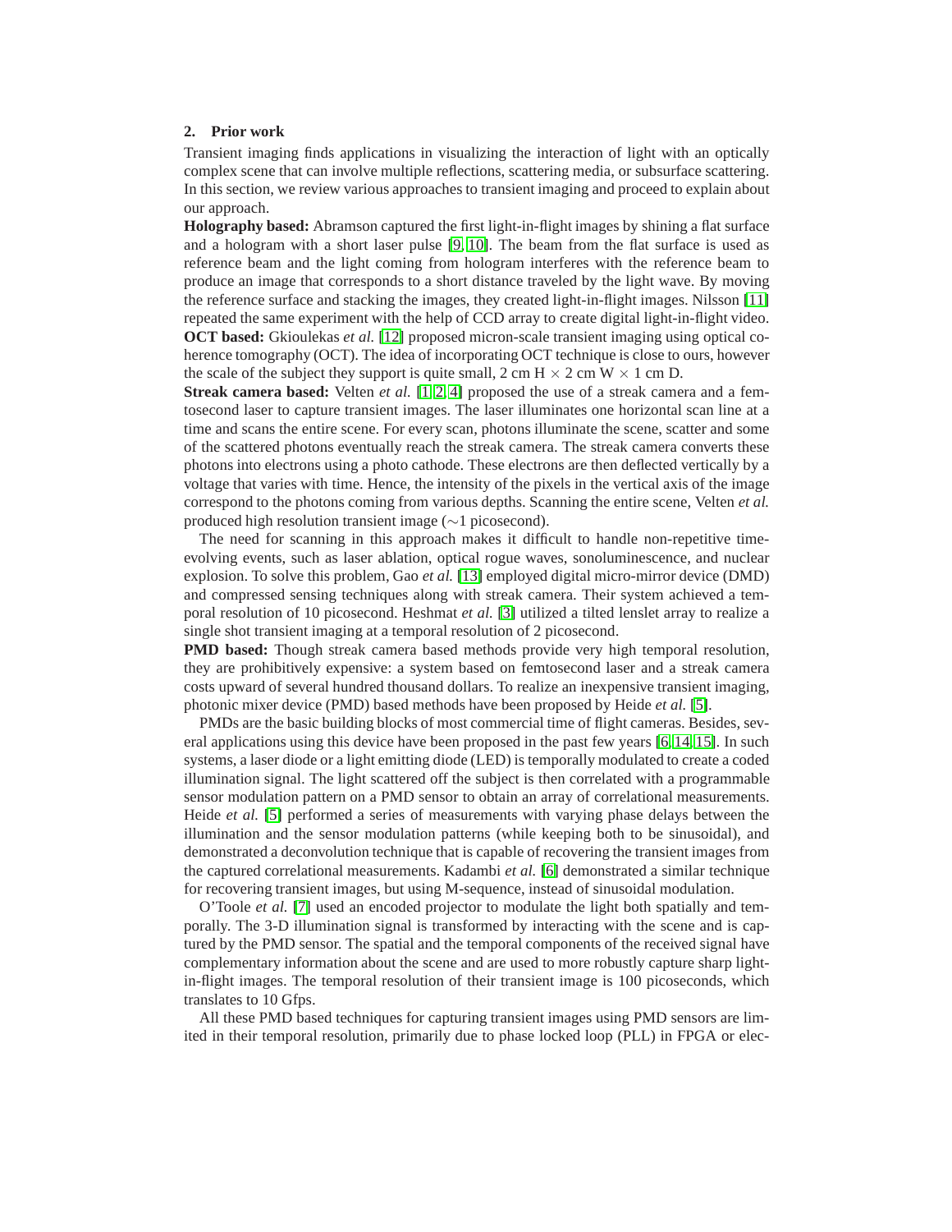## 2. Prior work

Transient imaging finds applications in visualizing the interaction of light with an optically complex scene that can involve multiple reflections, scattering media, or subsurface scattering. In this section, we review various approaches to transient imaging and proceed to explain about our approach.

**Holography based:** Abramson captured the first light-in-flight images by shining a flat surface and a hologram with a short laser pulse [9, 10]. The beam from the flat surface is used as reference beam and the light coming from hologram interferes with the reference beam to produce an image that corresponds to a short distance traveled by the light wave. By moving the reference surface and stacking the images, they created light-in-flight images. Nilsson [11] repeated the same experiment with the help of CCD array to create digital light-in-flight video.

**OCT based:** Gkioulekas *et al.* [12] proposed micron-scale transient imaging using optical coherence tomography (OCT). The idea of incorporating OCT technique is close to ours, however the scale of the subject they support is quite small, 2 cm H $\times$ 2 cm W $\times$ 1 cm D.

**Streak camera based:** Velten *et al.* [1, 2, 4] proposed the use of a streak camera and a femtosecond laser to capture transient images. The laser illuminates one horizontal scan line at a time and scans the entire scene. For every scan, photons illuminate the scene, scatter and some of the scattered photons eventually reach the streak camera. The streak camera converts these photons into electrons using a photo cathode. These electrons are then deflected vertically by a voltage that varies with time. Hence, the intensity of the pixels in the vertical axis of the image correspond to the photons coming from various depths. Scanning the entire scene, Velten *et al.* produced high resolution transient image ($\sim$1 picosecond).

The need for scanning in this approach makes it difficult to handle non-repetitive time-evolving events, such as laser ablation, optical rogue waves, sonoluminescence, and nuclear explosion. To solve this problem, Gao *et al.* [13] employed digital micro-mirror device (DMD) and compressed sensing techniques along with streak camera. Their system achieved a temporal resolution of 10 picosecond. Heshmat *et al.* [3] utilized a tilted lenslet array to realize a single shot transient imaging at a temporal resolution of 2 picosecond.

**PMD based:** Though streak camera based methods provide very high temporal resolution, they are prohibitively expensive: a system based on femtosecond laser and a streak camera costs upward of several hundred thousand dollars. To realize an inexpensive transient imaging, photonic mixer device (PMD) based methods have been proposed by Heide *et al.* [5].

PMDs are the basic building blocks of most commercial time of flight cameras. Besides, several applications using this device have been proposed in the past few years [6, 14, 15]. In such systems, a laser diode or a light emitting diode (LED) is temporally modulated to create a coded illumination signal. The light scattered off the subject is then correlated with a programmable sensor modulation pattern on a PMD sensor to obtain an array of correlational measurements. Heide *et al.* [5] performed a series of measurements with varying phase delays between the illumination and the sensor modulation patterns (while keeping both to be sinusoidal), and demonstrated a deconvolution technique that is capable of recovering the transient images from the captured correlational measurements. Kadambi *et al.* [6] demonstrated a similar technique for recovering transient images, but using M-sequence, instead of sinusoidal modulation.

O'Toole *et al.* [7] used an encoded projector to modulate the light both spatially and temporally. The 3-D illumination signal is transformed by interacting with the scene and is captured by the PMD sensor. The spatial and the temporal components of the received signal have complementary information about the scene and are used to more robustly capture sharp light-in-flight images. The temporal resolution of their transient image is 100 picoseconds, which translates to 10 Gfps.

All these PMD based techniques for capturing transient images using PMD sensors are limited in their temporal resolution, primarily due to phase locked loop (PLL) in FPGA or elec-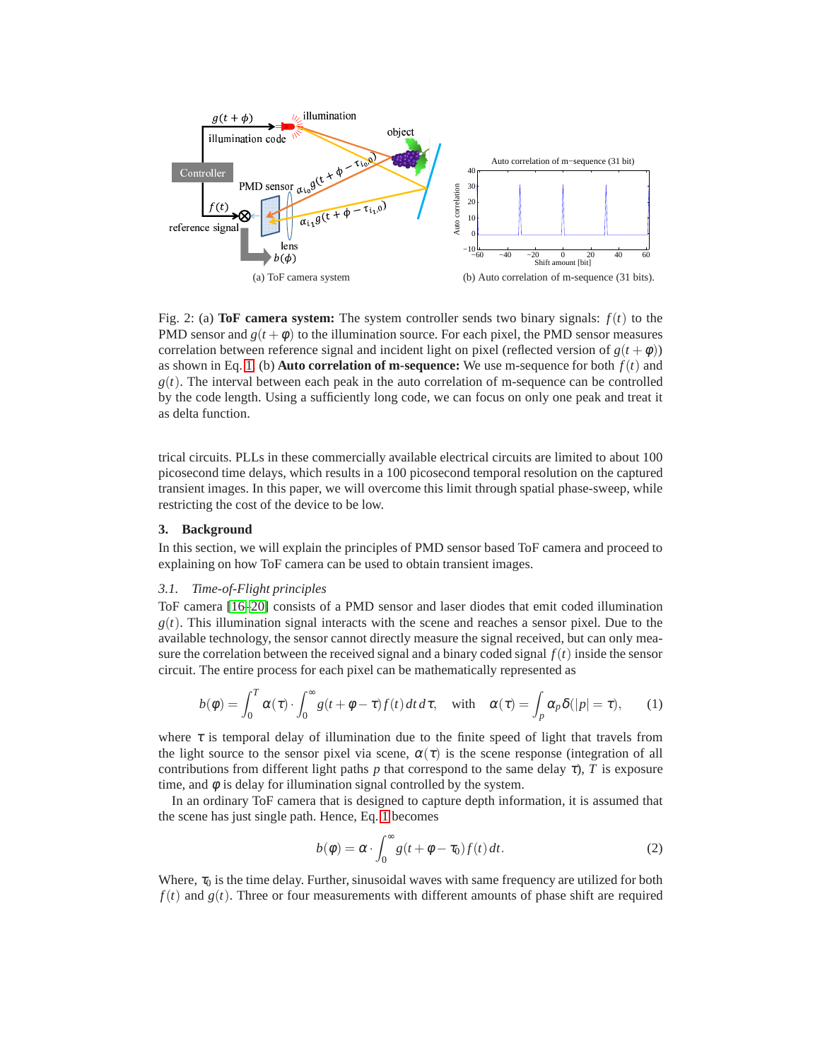(a) ToF camera system

(b) Auto correlation of m-sequence (31 bits).

Fig. 2: (a) **ToF camera system:** The system controller sends two binary signals: $f(t)$ to the PMD sensor and $g(t+\phi)$ to the illumination source. For each pixel, the PMD sensor measures correlation between reference signal and incident light on pixel (reflected version of $g(t+\phi)$) as shown in Eq. 1. (b) **Auto correlation of m-sequence:** We use m-sequence for both $f(t)$ and $g(t)$. The interval between each peak in the auto correlation of m-sequence can be controlled by the code length. Using a sufficiently long code, we can focus on only one peak and treat it as delta function.

trical circuits. PLLs in these commercially available electrical circuits are limited to about 100 picosecond time delays, which results in a 100 picosecond temporal resolution on the captured transient images. In this paper, we will overcome this limit through spatial phase-sweep, while restricting the cost of the device to be low.

## 3. Background

In this section, we will explain the principles of PMD sensor based ToF camera and proceed to explaining on how ToF camera can be used to obtain transient images.

### 3.1. Time-of-Flight principles

ToF camera [16–20] consists of a PMD sensor and laser diodes that emit coded illumination $g(t)$. This illumination signal interacts with the scene and reaches a sensor pixel. Due to the available technology, the sensor cannot directly measure the signal received, but can only measure the correlation between the received signal and a binary coded signal $f(t)$ inside the sensor circuit. The entire process for each pixel can be mathematically represented as

$$b(\phi) = \int_0^T \alpha(\tau) \cdot \int_0^\infty g(t+\phi-\tau) f(t)\, dt\, d\tau, \quad \text{with} \quad \alpha(\tau) = \int_p \alpha_p \delta(|p| = \tau), \tag{1}$$

where $\tau$ is temporal delay of illumination due to the finite speed of light that travels from the light source to the sensor pixel via scene, $\alpha(\tau)$ is the scene response (integration of all contributions from different light paths $p$ that correspond to the same delay $\tau$), $T$ is exposure time, and $\phi$ is delay for illumination signal controlled by the system.

In an ordinary ToF camera that is designed to capture depth information, it is assumed that the scene has just single path. Hence, Eq. 1 becomes

$$b(\phi) = \alpha \cdot \int_0^\infty g(t+\phi-\tau_0) f(t)\, dt. \tag{2}$$

Where, $\tau_0$ is the time delay. Further, sinusoidal waves with same frequency are utilized for both $f(t)$ and $g(t)$. Three or four measurements with different amounts of phase shift are required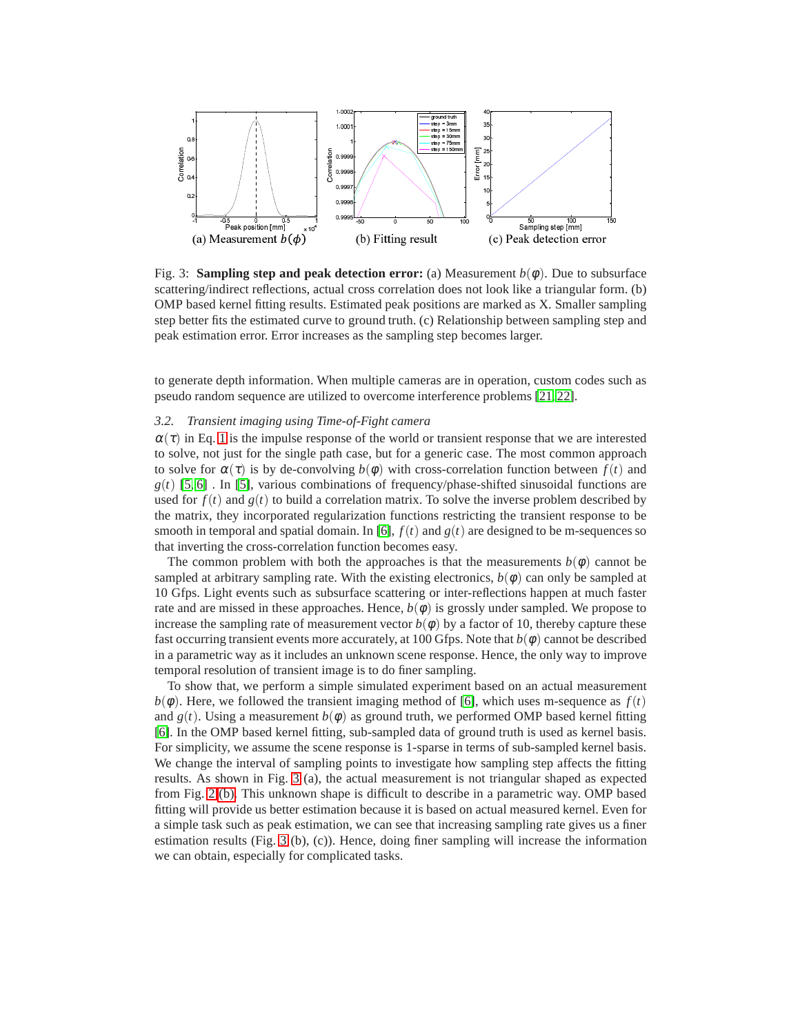(a) Measurement $b(\phi)$ (b) Fitting result (c) Peak detection error

Fig. 3: **Sampling step and peak detection error:** (a) Measurement $b(\phi)$. Due to subsurface scattering/indirect reflections, actual cross correlation does not look like a triangular form. (b) OMP based kernel fitting results. Estimated peak positions are marked as X. Smaller sampling step better fits the estimated curve to ground truth. (c) Relationship between sampling step and peak estimation error. Error increases as the sampling step becomes larger.

to generate depth information. When multiple cameras are in operation, custom codes such as pseudo random sequence are utilized to overcome interference problems [21, 22].

### *3.2. Transient imaging using Time-of-Fight camera*

$\alpha(\tau)$ in Eq. 1 is the impulse response of the world or transient response that we are interested to solve, not just for the single path case, but for a generic case. The most common approach to solve for $\alpha(\tau)$ is by de-convolving $b(\phi)$ with cross-correlation function between $f(t)$ and $g(t)$ [5, 6] . In [5], various combinations of frequency/phase-shifted sinusoidal functions are used for $f(t)$ and $g(t)$ to build a correlation matrix. To solve the inverse problem described by the matrix, they incorporated regularization functions restricting the transient response to be smooth in temporal and spatial domain. In [6], $f(t)$ and $g(t)$ are designed to be m-sequences so that inverting the cross-correlation function becomes easy.

The common problem with both the approaches is that the measurements $b(\phi)$ cannot be sampled at arbitrary sampling rate. With the existing electronics, $b(\phi)$ can only be sampled at 10 Gfps. Light events such as subsurface scattering or inter-reflections happen at much faster rate and are missed in these approaches. Hence, $b(\phi)$ is grossly under sampled. We propose to increase the sampling rate of measurement vector $b(\phi)$ by a factor of 10, thereby capture these fast occurring transient events more accurately, at 100 Gfps. Note that $b(\phi)$ cannot be described in a parametric way as it includes an unknown scene response. Hence, the only way to improve temporal resolution of transient image is to do finer sampling.

To show that, we perform a simple simulated experiment based on an actual measurement $b(\phi)$. Here, we followed the transient imaging method of [6], which uses m-sequence as $f(t)$ and $g(t)$. Using a measurement $b(\phi)$ as ground truth, we performed OMP based kernel fitting [6]. In the OMP based kernel fitting, sub-sampled data of ground truth is used as kernel basis. For simplicity, we assume the scene response is 1-sparse in terms of sub-sampled kernel basis. We change the interval of sampling points to investigate how sampling step affects the fitting results. As shown in Fig. 3 (a), the actual measurement is not triangular shaped as expected from Fig. 2(b). This unknown shape is difficult to describe in a parametric way. OMP based fitting will provide us better estimation because it is based on actual measured kernel. Even for a simple task such as peak estimation, we can see that increasing sampling rate gives us a finer estimation results (Fig. 3 (b), (c)). Hence, doing finer sampling will increase the information we can obtain, especially for complicated tasks.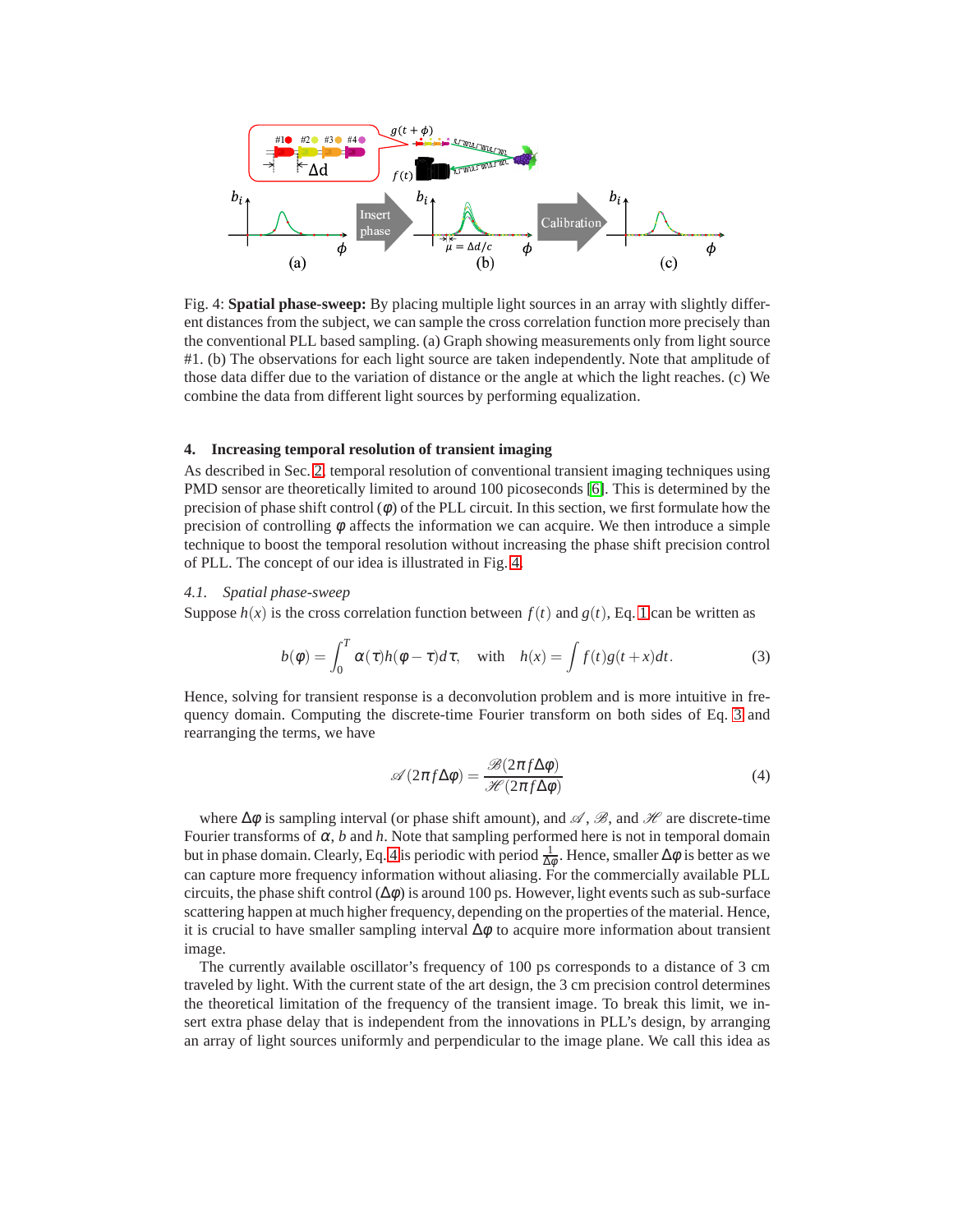Fig. 4: **Spatial phase-sweep:** By placing multiple light sources in an array with slightly different distances from the subject, we can sample the cross correlation function more precisely than the conventional PLL based sampling. (a) Graph showing measurements only from light source #1. (b) The observations for each light source are taken independently. Note that amplitude of those data differ due to the variation of distance or the angle at which the light reaches. (c) We combine the data from different light sources by performing equalization.

## 4. Increasing temporal resolution of transient imaging

As described in Sec. 2, temporal resolution of conventional transient imaging techniques using PMD sensor are theoretically limited to around 100 picoseconds [6]. This is determined by the precision of phase shift control ($\phi$) of the PLL circuit. In this section, we first formulate how the precision of controlling $\phi$ affects the information we can acquire. We then introduce a simple technique to boost the temporal resolution without increasing the phase shift precision control of PLL. The concept of our idea is illustrated in Fig. 4.

### 4.1. *Spatial phase-sweep*

Suppose $h(x)$ is the cross correlation function between $f(t)$ and $g(t)$, Eq. 1 can be written as

$$b(\varphi) = \int_0^T \alpha(\tau)h(\varphi-\tau)d\tau, \quad \text{with} \quad h(x) = \int f(t)g(t+x)dt. \tag{3}$$

Hence, solving for transient response is a deconvolution problem and is more intuitive in frequency domain. Computing the discrete-time Fourier transform on both sides of Eq. 3 and rearranging the terms, we have

$$\mathscr{A}(2\pi f\Delta\varphi) = \frac{\mathscr{B}(2\pi f\Delta\varphi)}{\mathscr{H}(2\pi f\Delta\varphi)} \tag{4}$$

where $\Delta\varphi$ is sampling interval (or phase shift amount), and $\mathscr{A}$, $\mathscr{B}$, and $\mathscr{H}$ are discrete-time Fourier transforms of $\alpha$, $b$ and $h$. Note that sampling performed here is not in temporal domain but in phase domain. Clearly, Eq. 4 is periodic with period $\frac{1}{\Delta\varphi}$. Hence, smaller $\Delta\varphi$ is better as we can capture more frequency information without aliasing. For the commercially available PLL circuits, the phase shift control ($\Delta\varphi$) is around 100 ps. However, light events such as sub-surface scattering happen at much higher frequency, depending on the properties of the material. Hence, it is crucial to have smaller sampling interval $\Delta\varphi$ to acquire more information about transient image.

The currently available oscillator's frequency of 100 ps corresponds to a distance of 3 cm traveled by light. With the current state of the art design, the 3 cm precision control determines the theoretical limitation of the frequency of the transient image. To break this limit, we insert extra phase delay that is independent from the innovations in PLL's design, by arranging an array of light sources uniformly and perpendicular to the image plane. We call this idea as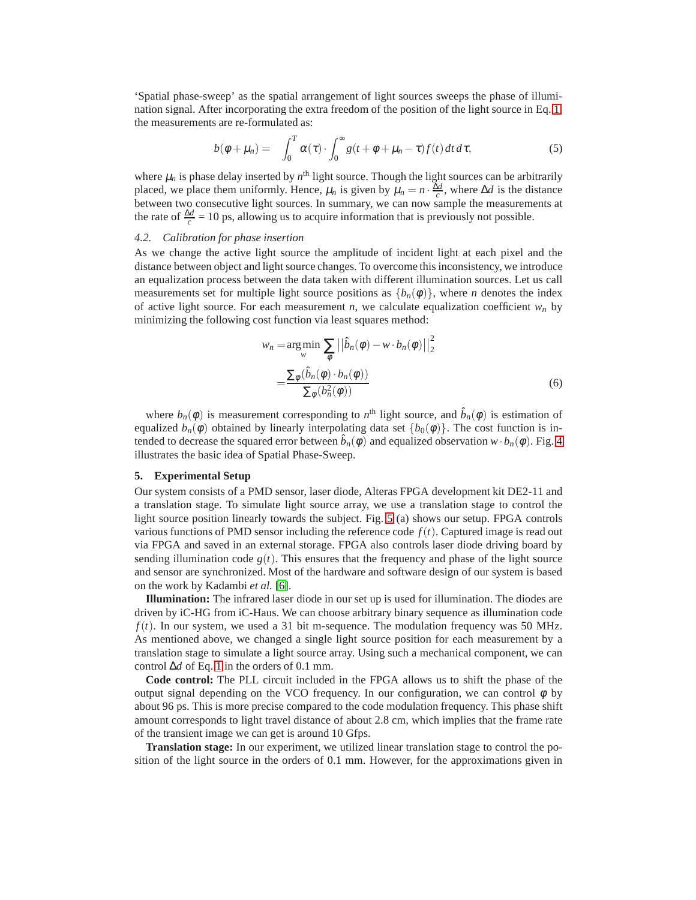'Spatial phase-sweep' as the spatial arrangement of light sources sweeps the phase of illumination signal. After incorporating the extra freedom of the position of the light source in Eq. 1 the measurements are re-formulated as:

$$b(\phi + \mu_n) = \int_0^T \alpha(\tau) \cdot \int_0^\infty g(t + \phi + \mu_n - \tau) f(t)\, dt\, d\tau, \tag{5}$$

where $\mu_n$ is phase delay inserted by $n^{\text{th}}$ light source. Though the light sources can be arbitrarily placed, we place them uniformly. Hence, $\mu_n$ is given by $\mu_n = n \cdot \frac{\Delta d}{c}$, where $\Delta d$ is the distance between two consecutive light sources. In summary, we can now sample the measurements at the rate of $\frac{\Delta d}{c}$ = 10 ps, allowing us to acquire information that is previously not possible.

### 4.2. Calibration for phase insertion

As we change the active light source the amplitude of incident light at each pixel and the distance between object and light source changes. To overcome this inconsistency, we introduce an equalization process between the data taken with different illumination sources. Let us call measurements set for multiple light source positions as $\{b_n(\phi)\}$, where $n$ denotes the index of active light source. For each measurement $n$, we calculate equalization coefficient $w_n$ by minimizing the following cost function via least squares method:

$$\begin{aligned} w_n &= \arg\min_{w} \sum_{\phi} \left|\left|\hat{b}_n(\phi) - w \cdot b_n(\phi)\right|\right|_2^2 \\ &= \frac{\sum_{\phi}(\hat{b}_n(\phi) \cdot b_n(\phi))}{\sum_{\phi}(b_n^2(\phi))} \end{aligned} \tag{6}$$

where $b_n(\phi)$ is measurement corresponding to $n^{\text{th}}$ light source, and $\hat{b}_n(\phi)$ is estimation of equalized $b_n(\phi)$ obtained by linearly interpolating data set $\{b_0(\phi)\}$. The cost function is intended to decrease the squared error between $\hat{b}_n(\phi)$ and equalized observation $w \cdot b_n(\phi)$. Fig. 4 illustrates the basic idea of Spatial Phase-Sweep.

## 5. Experimental Setup

Our system consists of a PMD sensor, laser diode, Alteras FPGA development kit DE2-11 and a translation stage. To simulate light source array, we use a translation stage to control the light source position linearly towards the subject. Fig. 5 (a) shows our setup. FPGA controls various functions of PMD sensor including the reference code $f(t)$. Captured image is read out via FPGA and saved in an external storage. FPGA also controls laser diode driving board by sending illumination code $g(t)$. This ensures that the frequency and phase of the light source and sensor are synchronized. Most of the hardware and software design of our system is based on the work by Kadambi *et al.* [6].

**Illumination:** The infrared laser diode in our set up is used for illumination. The diodes are driven by iC-HG from iC-Haus. We can choose arbitrary binary sequence as illumination code $f(t)$. In our system, we used a 31 bit m-sequence. The modulation frequency was 50 MHz. As mentioned above, we changed a single light source position for each measurement by a translation stage to simulate a light source array. Using such a mechanical component, we can control $\Delta d$ of Eq. 1 in the orders of 0.1 mm.

**Code control:** The PLL circuit included in the FPGA allows us to shift the phase of the output signal depending on the VCO frequency. In our configuration, we can control $\phi$ by about 96 ps. This is more precise compared to the code modulation frequency. This phase shift amount corresponds to light travel distance of about 2.8 cm, which implies that the frame rate of the transient image we can get is around 10 Gfps.

**Translation stage:** In our experiment, we utilized linear translation stage to control the position of the light source in the orders of 0.1 mm. However, for the approximations given in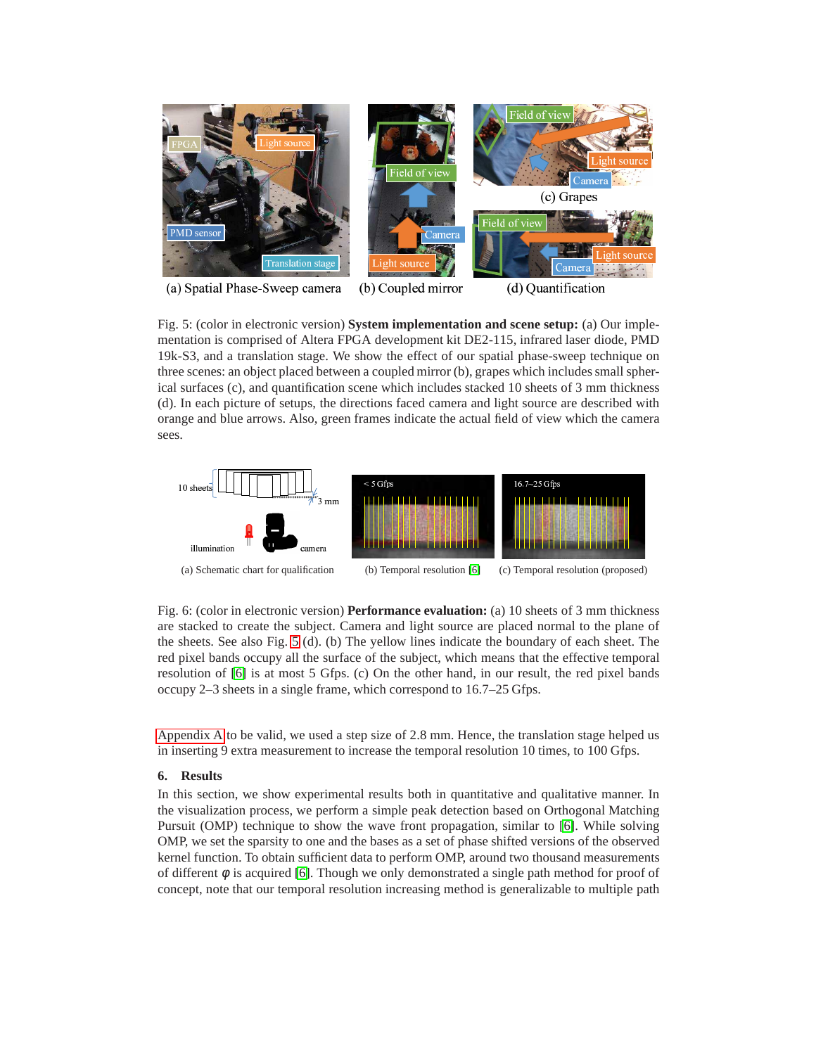(a) Spatial Phase-Sweep camera (b) Coupled mirror (c) Grapes (d) Quantification

Fig. 5: (color in electronic version) **System implementation and scene setup:** (a) Our implementation is comprised of Altera FPGA development kit DE2-115, infrared laser diode, PMD 19k-S3, and a translation stage. We show the effect of our spatial phase-sweep technique on three scenes: an object placed between a coupled mirror (b), grapes which includes small spherical surfaces (c), and quantification scene which includes stacked 10 sheets of 3 mm thickness (d). In each picture of setups, the directions faced camera and light source are described with orange and blue arrows. Also, green frames indicate the actual field of view which the camera sees.

(a) Schematic chart for qualification (b) Temporal resolution [6] (c) Temporal resolution (proposed)

Fig. 6: (color in electronic version) **Performance evaluation:** (a) 10 sheets of 3 mm thickness are stacked to create the subject. Camera and light source are placed normal to the plane of the sheets. See also Fig. 5 (d). (b) The yellow lines indicate the boundary of each sheet. The red pixel bands occupy all the surface of the subject, which means that the effective temporal resolution of [6] is at most 5 Gfps. (c) On the other hand, in our result, the red pixel bands occupy 2–3 sheets in a single frame, which correspond to 16.7–25 Gfps.

Appendix A to be valid, we used a step size of 2.8 mm. Hence, the translation stage helped us in inserting 9 extra measurement to increase the temporal resolution 10 times, to 100 Gfps.

## 6. Results

In this section, we show experimental results both in quantitative and qualitative manner. In the visualization process, we perform a simple peak detection based on Orthogonal Matching Pursuit (OMP) technique to show the wave front propagation, similar to [6]. While solving OMP, we set the sparsity to one and the bases as a set of phase shifted versions of the observed kernel function. To obtain sufficient data to perform OMP, around two thousand measurements of different $\varphi$ is acquired [6]. Though we only demonstrated a single path method for proof of concept, note that our temporal resolution increasing method is generalizable to multiple path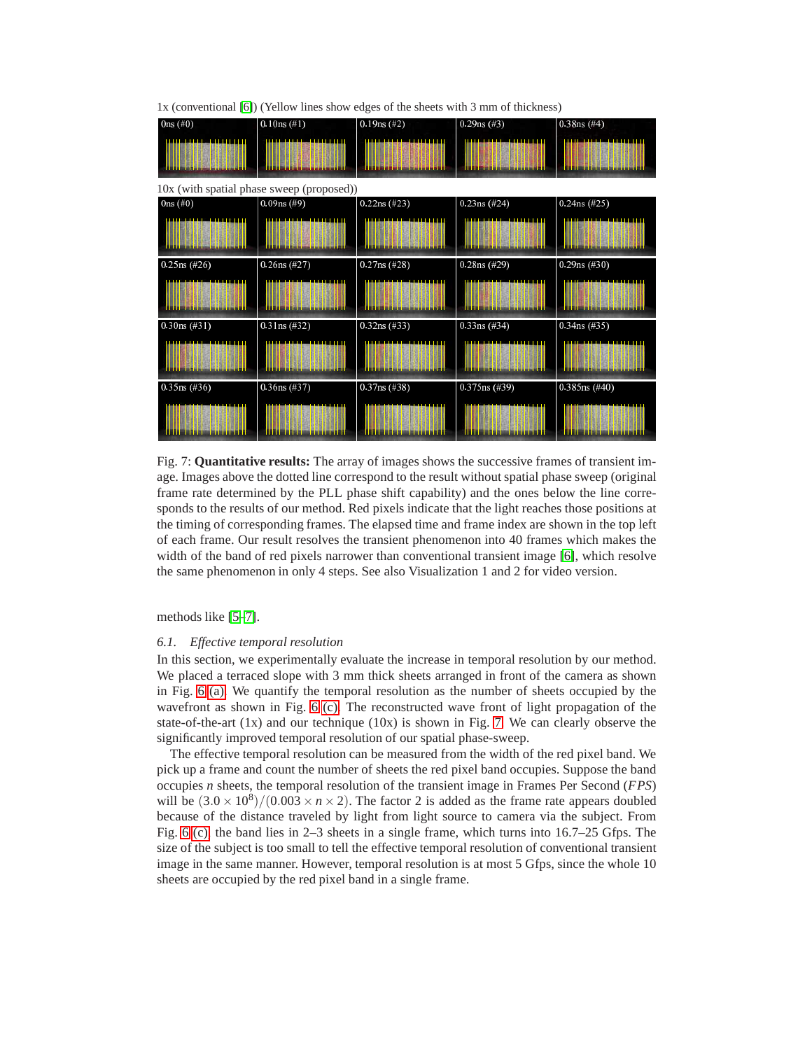1x (conventional [6]) (Yellow lines show edges of the sheets with 3 mm of thickness)

10x (with spatial phase sweep (proposed))

Fig. 7: **Quantitative results:** The array of images shows the successive frames of transient image. Images above the dotted line correspond to the result without spatial phase sweep (original frame rate determined by the PLL phase shift capability) and the ones below the line corresponds to the results of our method. Red pixels indicate that the light reaches those positions at the timing of corresponding frames. The elapsed time and frame index are shown in the top left of each frame. Our result resolves the transient phenomenon into 40 frames which makes the width of the band of red pixels narrower than conventional transient image [6], which resolve the same phenomenon in only 4 steps. See also Visualization 1 and 2 for video version.

methods like [5–7].

### *6.1. Effective temporal resolution*

In this section, we experimentally evaluate the increase in temporal resolution by our method. We placed a terraced slope with 3 mm thick sheets arranged in front of the camera as shown in Fig. 6 (a). We quantify the temporal resolution as the number of sheets occupied by the wavefront as shown in Fig. 6 (c). The reconstructed wave front of light propagation of the state-of-the-art (1x) and our technique (10x) is shown in Fig. 7. We can clearly observe the significantly improved temporal resolution of our spatial phase-sweep.

The effective temporal resolution can be measured from the width of the red pixel band. We pick up a frame and count the number of sheets the red pixel band occupies. Suppose the band occupies $n$ sheets, the temporal resolution of the transient image in Frames Per Second ($FPS$) will be $(3.0 \times 10^8)/(0.003 \times n \times 2)$. The factor 2 is added as the frame rate appears doubled because of the distance traveled by light from light source to camera via the subject. From Fig. 6 (c), the band lies in 2–3 sheets in a single frame, which turns into 16.7–25 Gfps. The size of the subject is too small to tell the effective temporal resolution of conventional transient image in the same manner. However, temporal resolution is at most 5 Gfps, since the whole 10 sheets are occupied by the red pixel band in a single frame.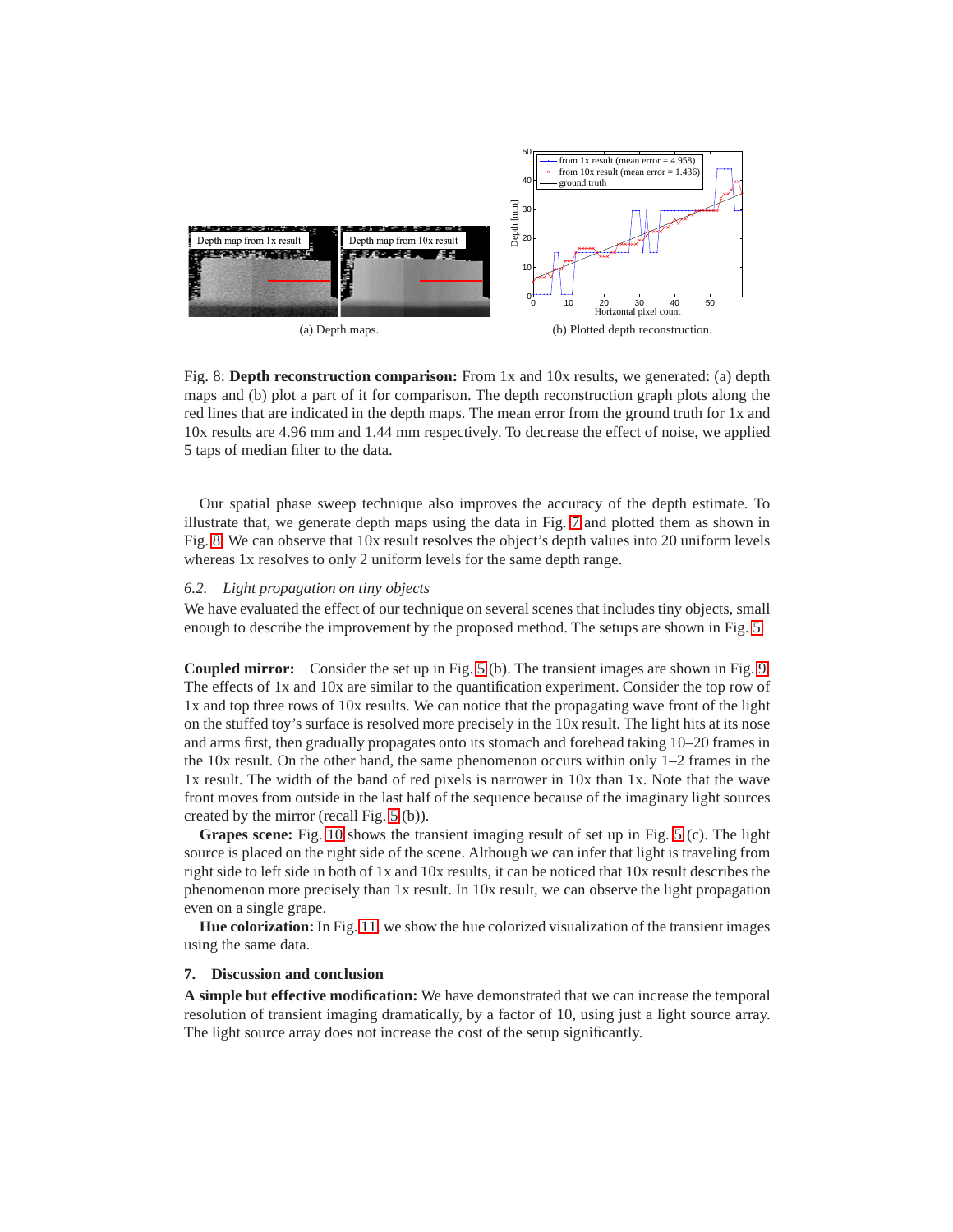(a) Depth maps.

(b) Plotted depth reconstruction.

Fig. 8: **Depth reconstruction comparison:** From 1x and 10x results, we generated: (a) depth maps and (b) plot a part of it for comparison. The depth reconstruction graph plots along the red lines that are indicated in the depth maps. The mean error from the ground truth for 1x and 10x results are 4.96 mm and 1.44 mm respectively. To decrease the effect of noise, we applied 5 taps of median filter to the data.

Our spatial phase sweep technique also improves the accuracy of the depth estimate. To illustrate that, we generate depth maps using the data in Fig. 7 and plotted them as shown in Fig. 8. We can observe that 10x result resolves the object's depth values into 20 uniform levels whereas 1x resolves to only 2 uniform levels for the same depth range.

### *6.2. Light propagation on tiny objects*

We have evaluated the effect of our technique on several scenes that includes tiny objects, small enough to describe the improvement by the proposed method. The setups are shown in Fig. 5.

**Coupled mirror:** Consider the set up in Fig. 5 (b). The transient images are shown in Fig. 9. The effects of 1x and 10x are similar to the quantification experiment. Consider the top row of 1x and top three rows of 10x results. We can notice that the propagating wave front of the light on the stuffed toy's surface is resolved more precisely in the 10x result. The light hits at its nose and arms first, then gradually propagates onto its stomach and forehead taking 10–20 frames in the 10x result. On the other hand, the same phenomenon occurs within only 1–2 frames in the 1x result. The width of the band of red pixels is narrower in 10x than 1x. Note that the wave front moves from outside in the last half of the sequence because of the imaginary light sources created by the mirror (recall Fig. 5 (b)).

**Grapes scene:** Fig. 10 shows the transient imaging result of set up in Fig. 5 (c). The light source is placed on the right side of the scene. Although we can infer that light is traveling from right side to left side in both of 1x and 10x results, it can be noticed that 10x result describes the phenomenon more precisely than 1x result. In 10x result, we can observe the light propagation even on a single grape.

**Hue colorization:** In Fig. 11, we show the hue colorized visualization of the transient images using the same data.

## 7. Discussion and conclusion

**A simple but effective modification:** We have demonstrated that we can increase the temporal resolution of transient imaging dramatically, by a factor of 10, using just a light source array. The light source array does not increase the cost of the setup significantly.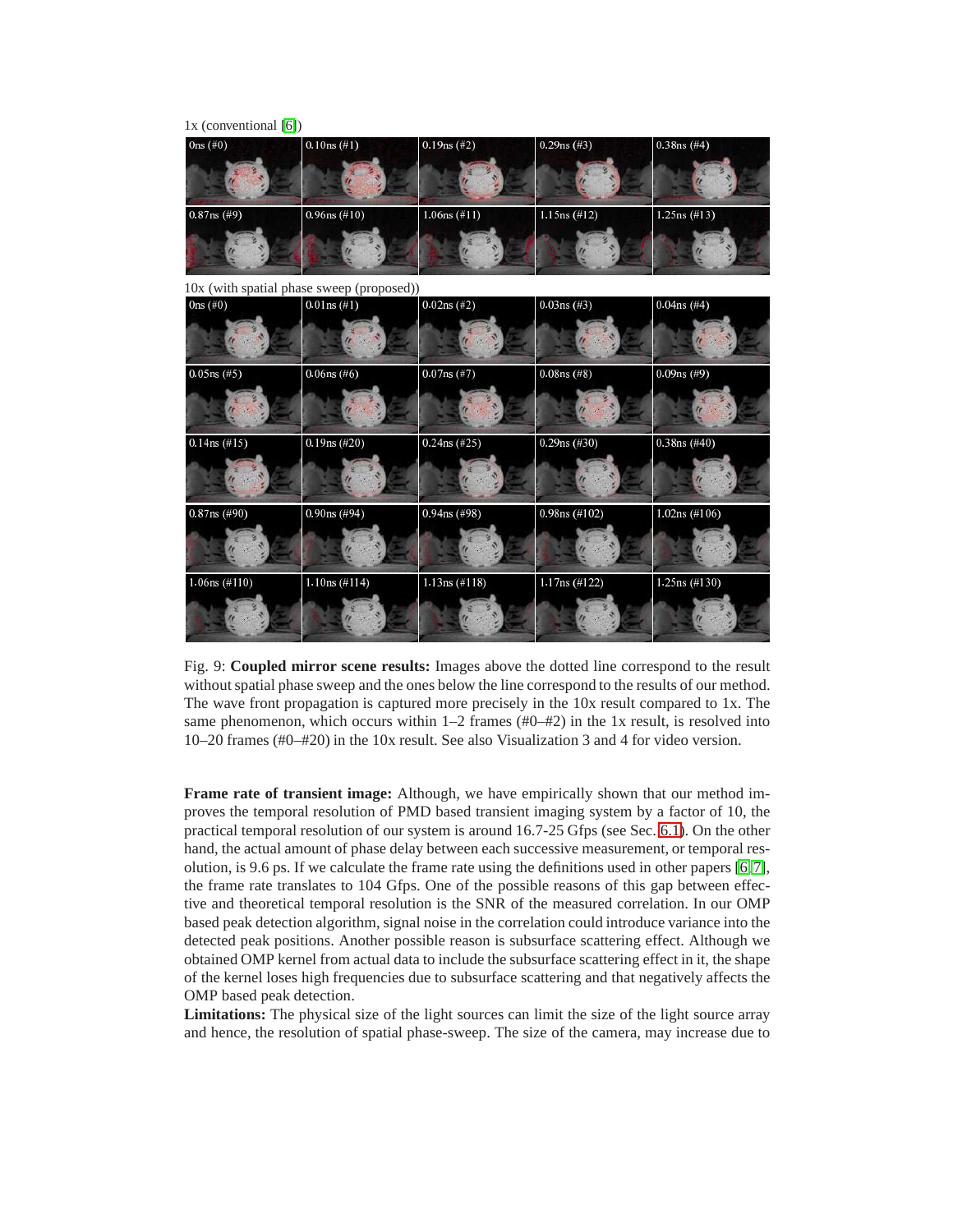1x (conventional [6])

0ns (#0) | 0.10ns (#1) | 0.19ns (#2) | 0.29ns (#3) | 0.38ns (#4)

0.87ns (#9) | 0.96ns (#10) | 1.06ns (#11) | 1.15ns (#12) | 1.25ns (#13)

10x (with spatial phase sweep (proposed))

0ns (#0) | 0.01ns (#1) | 0.02ns (#2) | 0.03ns (#3) | 0.04ns (#4)

0.05ns (#5) | 0.06ns (#6) | 0.07ns (#7) | 0.08ns (#8) | 0.09ns (#9)

0.14ns (#15) | 0.19ns (#20) | 0.24ns (#25) | 0.29ns (#30) | 0.38ns (#40)

0.87ns (#90) | 0.90ns (#94) | 0.94ns (#98) | 0.98ns (#102) | 1.02ns (#106)

1.06ns (#110) | 1.10ns (#114) | 1.13ns (#118) | 1.17ns (#122) | 1.25ns (#130)

Fig. 9: **Coupled mirror scene results:** Images above the dotted line correspond to the result without spatial phase sweep and the ones below the line correspond to the results of our method. The wave front propagation is captured more precisely in the 10x result compared to 1x. The same phenomenon, which occurs within 1–2 frames (#0–#2) in the 1x result, is resolved into 10–20 frames (#0–#20) in the 10x result. See also Visualization 3 and 4 for video version.

**Frame rate of transient image:** Although, we have empirically shown that our method improves the temporal resolution of PMD based transient imaging system by a factor of 10, the practical temporal resolution of our system is around 16.7-25 Gfps (see Sec. 6.1). On the other hand, the actual amount of phase delay between each successive measurement, or temporal resolution, is 9.6 ps. If we calculate the frame rate using the definitions used in other papers [6,7], the frame rate translates to 104 Gfps. One of the possible reasons of this gap between effective and theoretical temporal resolution is the SNR of the measured correlation. In our OMP based peak detection algorithm, signal noise in the correlation could introduce variance into the detected peak positions. Another possible reason is subsurface scattering effect. Although we obtained OMP kernel from actual data to include the subsurface scattering effect in it, the shape of the kernel loses high frequencies due to subsurface scattering and that negatively affects the OMP based peak detection.

**Limitations:** The physical size of the light sources can limit the size of the light source array and hence, the resolution of spatial phase-sweep. The size of the camera, may increase due to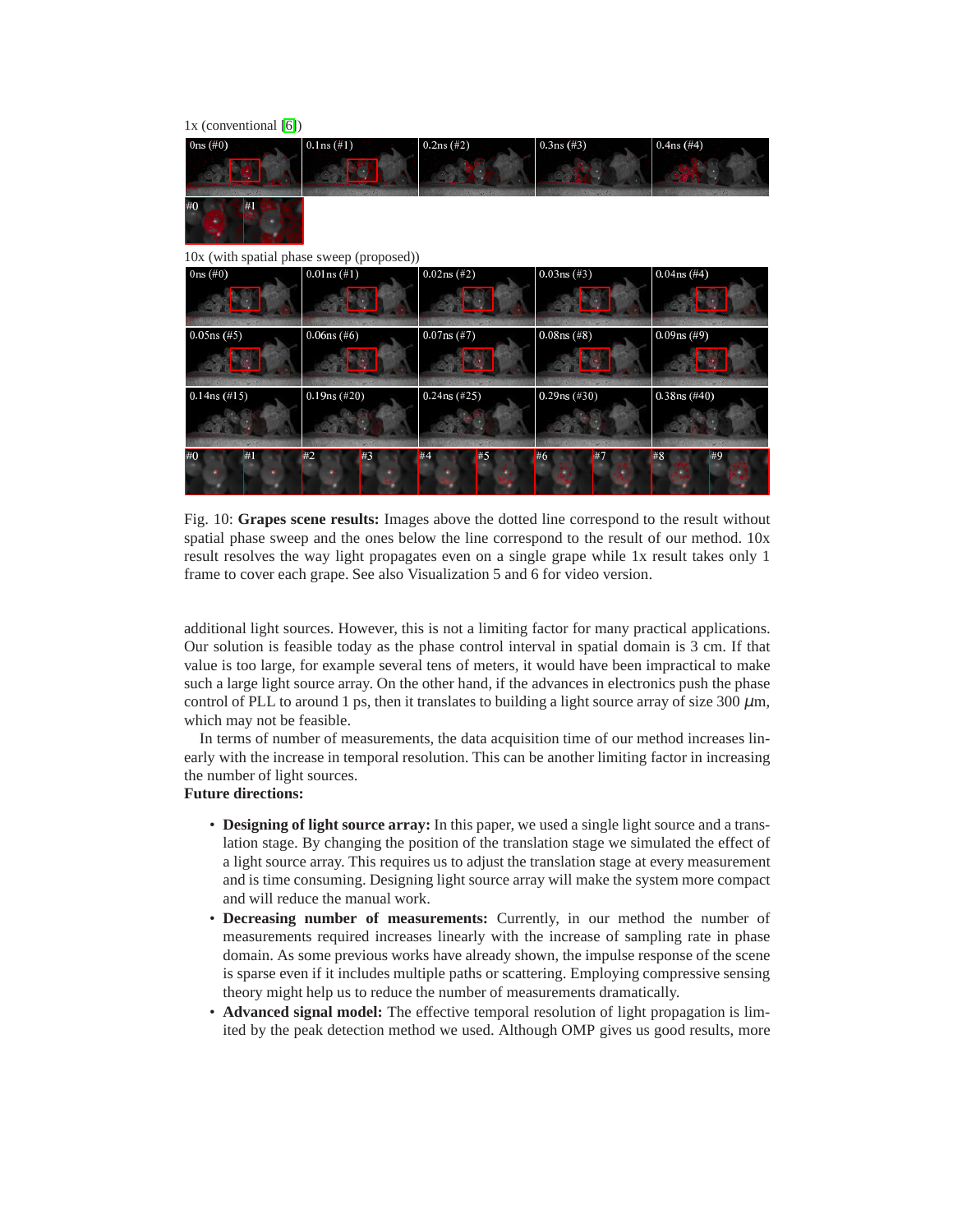Fig. 10: **Grapes scene results:** Images above the dotted line correspond to the result without spatial phase sweep and the ones below the line correspond to the result of our method. 10x result resolves the way light propagates even on a single grape while 1x result takes only 1 frame to cover each grape. See also Visualization 5 and 6 for video version.

additional light sources. However, this is not a limiting factor for many practical applications. Our solution is feasible today as the phase control interval in spatial domain is 3 cm. If that value is too large, for example several tens of meters, it would have been impractical to make such a large light source array. On the other hand, if the advances in electronics push the phase control of PLL to around 1 ps, then it translates to building a light source array of size 300 $\mu$m, which may not be feasible.

In terms of number of measurements, the data acquisition time of our method increases linearly with the increase in temporal resolution. This can be another limiting factor in increasing the number of light sources.

**Future directions:**

- **Designing of light source array:** In this paper, we used a single light source and a translation stage. By changing the position of the translation stage we simulated the effect of a light source array. This requires us to adjust the translation stage at every measurement and is time consuming. Designing light source array will make the system more compact and will reduce the manual work.
- **Decreasing number of measurements:** Currently, in our method the number of measurements required increases linearly with the increase of sampling rate in phase domain. As some previous works have already shown, the impulse response of the scene is sparse even if it includes multiple paths or scattering. Employing compressive sensing theory might help us to reduce the number of measurements dramatically.
- **Advanced signal model:** The effective temporal resolution of light propagation is limited by the peak detection method we used. Although OMP gives us good results, more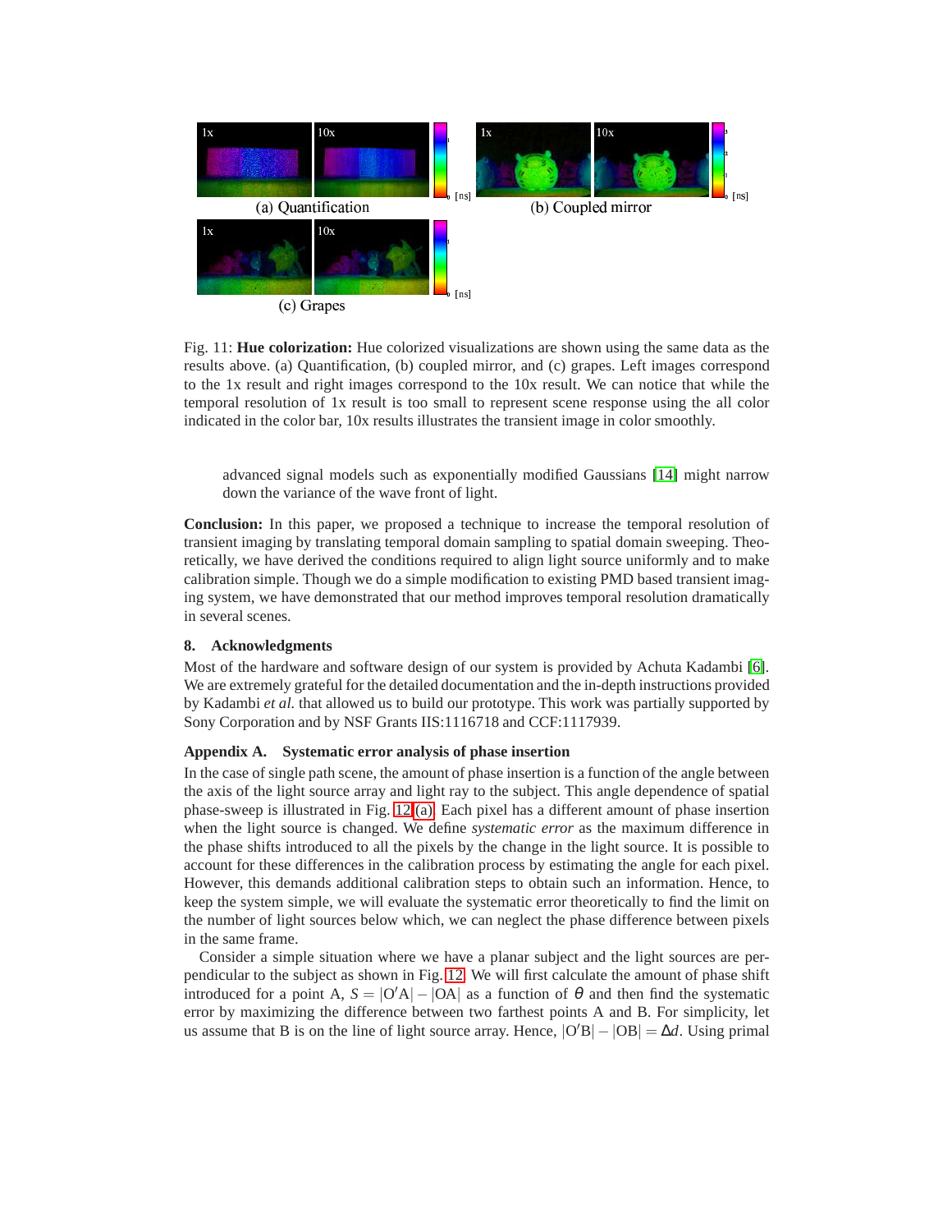Fig. 11: **Hue colorization:** Hue colorized visualizations are shown using the same data as the results above. (a) Quantification, (b) coupled mirror, and (c) grapes. Left images correspond to the 1x result and right images correspond to the 10x result. We can notice that while the temporal resolution of 1x result is too small to represent scene response using the all color indicated in the color bar, 10x results illustrates the transient image in color smoothly.

advanced signal models such as exponentially modified Gaussians [14] might narrow down the variance of the wave front of light.

**Conclusion:** In this paper, we proposed a technique to increase the temporal resolution of transient imaging by translating temporal domain sampling to spatial domain sweeping. Theoretically, we have derived the conditions required to align light source uniformly and to make calibration simple. Though we do a simple modification to existing PMD based transient imaging system, we have demonstrated that our method improves temporal resolution dramatically in several scenes.

## 8. Acknowledgments

Most of the hardware and software design of our system is provided by Achuta Kadambi [6]. We are extremely grateful for the detailed documentation and the in-depth instructions provided by Kadambi *et al.* that allowed us to build our prototype. This work was partially supported by Sony Corporation and by NSF Grants IIS:1116718 and CCF:1117939.

## Appendix A. Systematic error analysis of phase insertion

In the case of single path scene, the amount of phase insertion is a function of the angle between the axis of the light source array and light ray to the subject. This angle dependence of spatial phase-sweep is illustrated in Fig. 12(a). Each pixel has a different amount of phase insertion when the light source is changed. We define *systematic error* as the maximum difference in the phase shifts introduced to all the pixels by the change in the light source. It is possible to account for these differences in the calibration process by estimating the angle for each pixel. However, this demands additional calibration steps to obtain such an information. Hence, to keep the system simple, we will evaluate the systematic error theoretically to find the limit on the number of light sources below which, we can neglect the phase difference between pixels in the same frame.

Consider a simple situation where we have a planar subject and the light sources are perpendicular to the subject as shown in Fig. 12. We will first calculate the amount of phase shift introduced for a point A, $S = |\mathrm{O'A}| - |\mathrm{OA}|$ as a function of $\theta$ and then find the systematic error by maximizing the difference between two farthest points A and B. For simplicity, let us assume that B is on the line of light source array. Hence, $|\mathrm{O'B}| - |\mathrm{OB}| = \Delta d$. Using primal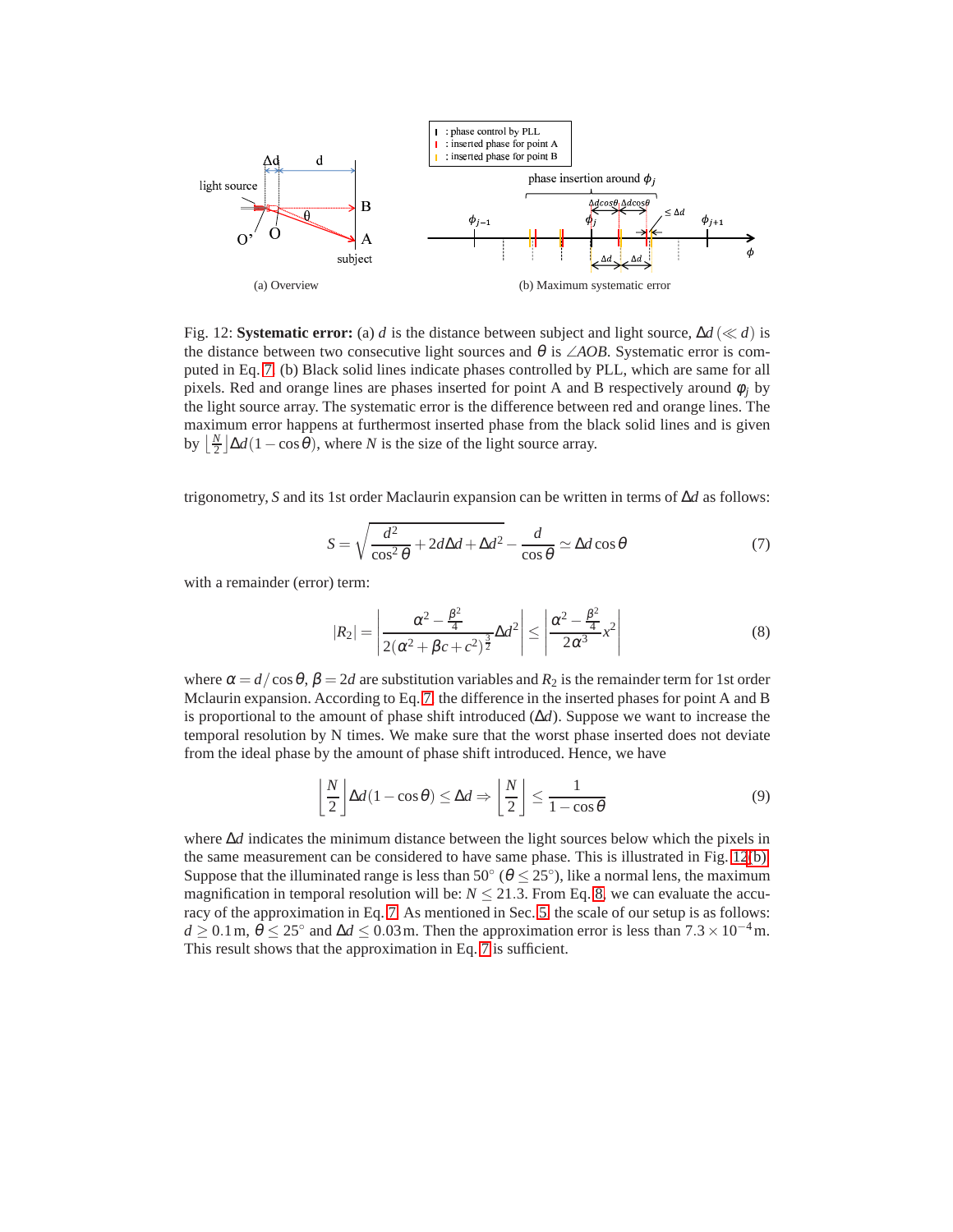light source

Δd

d

B

θ

O'

O

A

subject

(a) Overview

: phase control by PLL

: inserted phase for point A

: inserted phase for point B

phase insertion around $\phi_j$

$\Delta d\cos\theta$ $\Delta d\cos\theta$

$\leq \Delta d$

$\phi_{j-1}$

$\phi_j$

$\phi_{j+1}$

$\Delta d$ $\Delta d$

$\phi$

(b) Maximum systematic error

Fig. 12: **Systematic error:** (a) $d$ is the distance between subject and light source, $\Delta d$ ($\ll d$) is the distance between two consecutive light sources and $\theta$ is $\angle AOB$. Systematic error is computed in Eq. 7. (b) Black solid lines indicate phases controlled by PLL, which are same for all pixels. Red and orange lines are phases inserted for point A and B respectively around $\phi_j$ by the light source array. The systematic error is the difference between red and orange lines. The maximum error happens at furthermost inserted phase from the black solid lines and is given by $\lfloor \frac{N}{2} \rfloor \Delta d(1-\cos\theta)$, where $N$ is the size of the light source array.

trigonometry, $S$ and its 1st order Maclaurin expansion can be written in terms of $\Delta d$ as follows:

$$S = \sqrt{\frac{d^2}{\cos^2\theta} + 2d\Delta d + \Delta d^2} - \frac{d}{\cos\theta} \simeq \Delta d\cos\theta \tag{7}$$

with a remainder (error) term:

$$|R_2| = \left| \frac{\alpha^2 - \frac{\beta^2}{4}}{2(\alpha^2 + \beta c + c^2)^{\frac{3}{2}}} \Delta d^2 \right| \leq \left| \frac{\alpha^2 - \frac{\beta^2}{4}}{2\alpha^3} x^2 \right| \tag{8}$$

where $\alpha = d/\cos\theta$, $\beta = 2d$ are substitution variables and $R_2$ is the remainder term for 1st order Mclaurin expansion. According to Eq. 7, the difference in the inserted phases for point A and B is proportional to the amount of phase shift introduced ($\Delta d$). Suppose we want to increase the temporal resolution by N times. We make sure that the worst phase inserted does not deviate from the ideal phase by the amount of phase shift introduced. Hence, we have

$$\left\lfloor \frac{N}{2} \right\rfloor \Delta d(1-\cos\theta) \leq \Delta d \Rightarrow \left\lfloor \frac{N}{2} \right\rfloor \leq \frac{1}{1-\cos\theta} \tag{9}$$

where $\Delta d$ indicates the minimum distance between the light sources below which the pixels in the same measurement can be considered to have same phase. This is illustrated in Fig. 12(b). Suppose that the illuminated range is less than 50° ($\theta \leq 25°$), like a normal lens, the maximum magnification in temporal resolution will be: $N \leq 21.3$. From Eq. 8, we can evaluate the accuracy of the approximation in Eq. 7. As mentioned in Sec. 5, the scale of our setup is as follows: $d \geq 0.1$ m, $\theta \leq 25°$ and $\Delta d \leq 0.03$ m. Then the approximation error is less than $7.3 \times 10^{-4}$ m. This result shows that the approximation in Eq. 7 is sufficient.